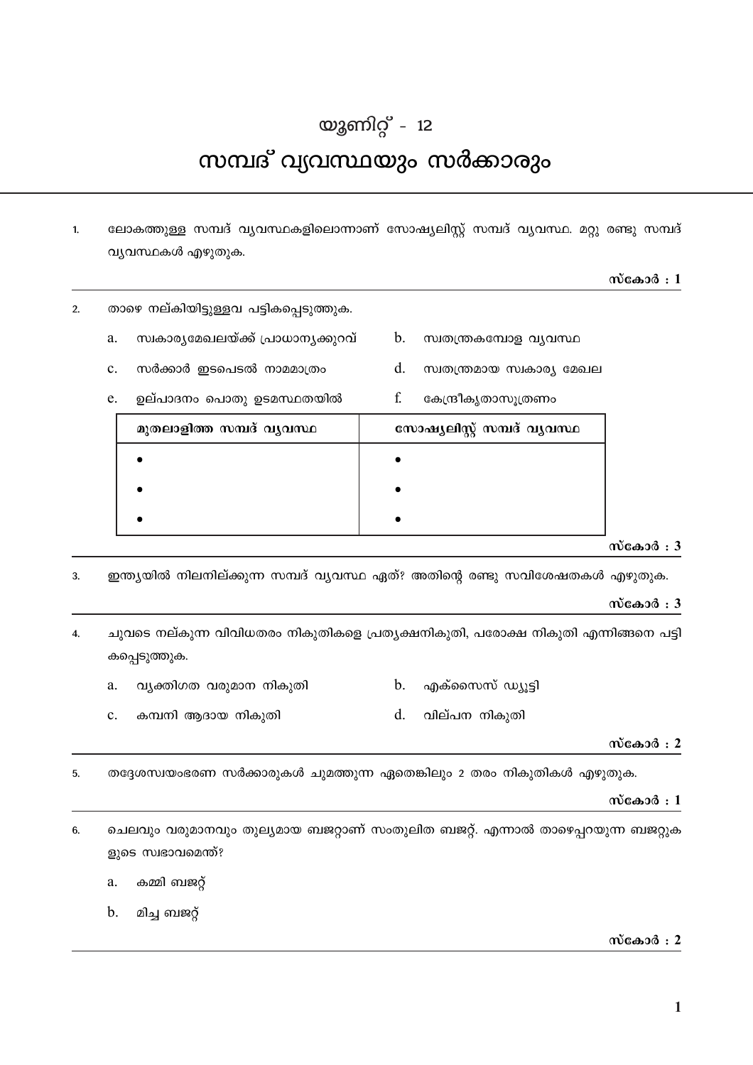# യൂണിറ്റ് - 12

# സമ്പദ് വ്യവസ്ഥയും സർക്കാരും

1. ലോകത്തുള്ള സമ്പദ് വ്യവസ്ഥകളിലൊന്നാണ് സോഷ്യലിസ്റ്റ് സമ്പദ് വ്യവസ്ഥ. മറ്റു രണ്ടു സമ്പദ് വ്യവസ്ഥകൾ എഴുതുക.

**സ്കോർ : 1**

---

2. താഴെ നല്കിയിട്ടുള്ളവ പട്ടികപ്പെടുത്തുക.

   a. സ്വകാര്യമേഖലയ്ക്ക് പ്രാധാന്യക്കുറവ്
   b. സ്വതന്ത്രകമ്പോള വ്യവസ്ഥ
   c. സർക്കാർ ഇടപെടൽ നാമമാത്രം
   d. സ്വതന്ത്രമായ സ്വകാര്യ മേഖല
   e. ഉല്പാദനം പൊതു ഉടമസ്ഥതയിൽ
   f. കേന്ദ്രീകൃതാസൂത്രണം

| മുതലാളിത്ത സമ്പദ് വ്യവസ്ഥ | സോഷ്യലിസ്റ്റ് സമ്പദ് വ്യവസ്ഥ |
|---|---|
| • | • |
| • | • |
| • | • |

**സ്കോർ : 3**

---

3. ഇന്ത്യയിൽ നിലനില്ക്കുന്ന സമ്പദ് വ്യവസ്ഥ ഏത്? അതിന്റെ രണ്ടു സവിശേഷതകൾ എഴുതുക.

**സ്കോർ : 3**

---

4. ചുവടെ നല്കുന്ന വിവിധതരം നികുതികളെ പ്രത്യക്ഷനികുതി, പരോക്ഷ നികുതി എന്നിങ്ങനെ പട്ടികപ്പെടുത്തുക.

   a. വ്യക്തിഗത വരുമാന നികുതി
   b. എക്സൈസ് ഡ്യൂട്ടി
   c. കമ്പനി ആദായ നികുതി
   d. വില്പന നികുതി

**സ്കോർ : 2**

---

5. തദ്ദേശസ്വയംഭരണ സർക്കാരുകൾ ചുമത്തുന്ന ഏതെങ്കിലും 2 തരം നികുതികൾ എഴുതുക.

**സ്കോർ : 1**

---

6. ചെലവും വരുമാനവും തുല്യമായ ബജറ്റാണ് സംതുലിത ബജറ്റ്. എന്നാൽ താഴെപ്പറയുന്ന ബജറ്റുകളുടെ സ്വഭാവമെന്ത്?

   a. കമ്മി ബജറ്റ്
   b. മിച്ച ബജറ്റ്

**സ്കോർ : 2**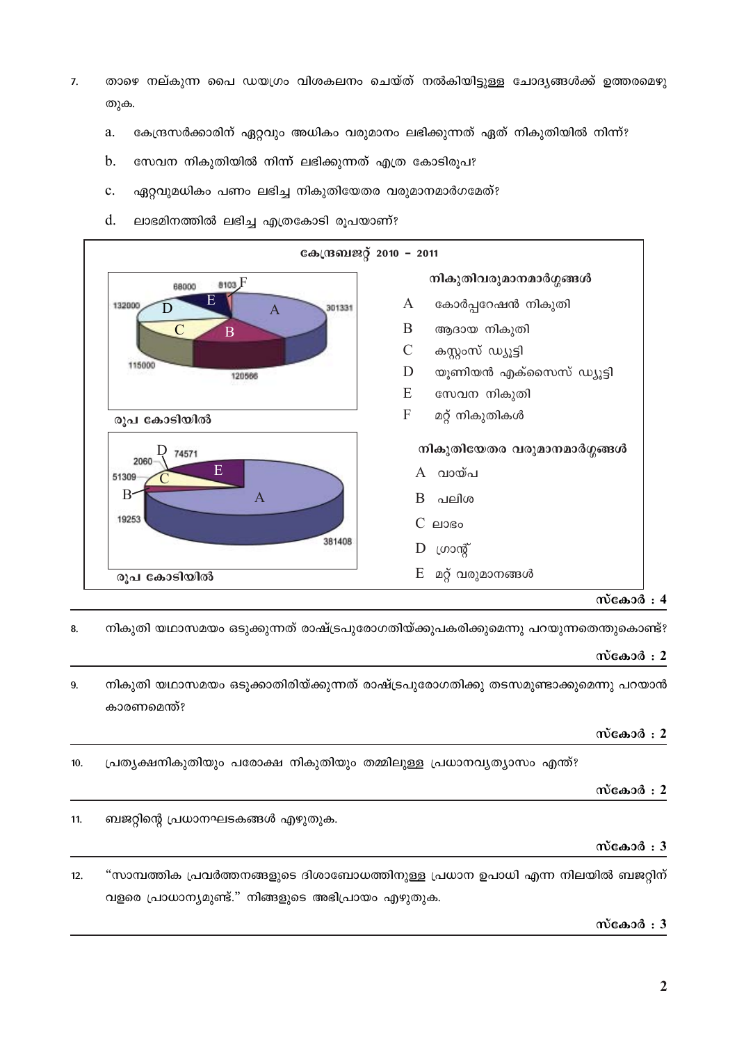7. താഴെ നല്കുന്ന പൈ ഡയഗ്രം വിശകലനം ചെയ്ത് നൽകിയിട്ടുള്ള ചോദ്യങ്ങൾക്ക് ഉത്തരമെഴുതുക.

   a. കേന്ദ്രസർക്കാരിന് ഏറ്റവും അധികം വരുമാനം ലഭിക്കുന്നത് ഏത് നികുതിയിൽ നിന്ന്?

   b. സേവന നികുതിയിൽ നിന്ന് ലഭിക്കുന്നത് എത്ര കോടിരൂപ?

   c. ഏറ്റവുമധികം പണം ലഭിച്ച നികുതിയേതര വരുമാനമാർഗമേത്?

   d. ലാഭമിനത്തിൽ ലഭിച്ച എത്രകോടി രൂപയാണ്?

**കേന്ദ്രബജറ്റ് 2010 – 2011**

(പൈ ഡയഗ്രം 1 — രൂപ കോടിയിൽ: A 301331, B 120566, C 115000, D 132000, E 68000, F 8103)

**നികുതിവരുമാനമാർഗ്ഗങ്ങൾ**

- A കോർപ്പറേഷൻ നികുതി
- B ആദായ നികുതി
- C കസ്റ്റംസ് ഡ്യൂട്ടി
- D യൂണിയൻ എക്സൈസ് ഡ്യൂട്ടി
- E സേവന നികുതി
- F മറ്റ് നികുതികൾ

(പൈ ഡയഗ്രം 2 — രൂപ കോടിയിൽ: A 381408, B 19253, C 51309, D 2060, E 74571)

**നികുതിയേതര വരുമാനമാർഗ്ഗങ്ങൾ**

- A വായ്പ
- B പലിശ
- C ലാഭം
- D ഗ്രാന്റ്
- E മറ്റ് വരുമാനങ്ങൾ

**സ്കോർ : 4**

8. നികുതി യഥാസമയം ഒടുക്കുന്നത് രാഷ്ട്രപുരോഗതിയ്ക്കുപകരിക്കുമെന്നു പറയുന്നതെന്തുകൊണ്ട്?

**സ്കോർ : 2**

9. നികുതി യഥാസമയം ഒടുക്കാതിരിയ്ക്കുന്നത് രാഷ്ട്രപുരോഗതിക്കു തടസമുണ്ടാക്കുമെന്നു പറയാൻ കാരണമെന്ത്?

**സ്കോർ : 2**

10. പ്രത്യക്ഷനികുതിയും പരോക്ഷ നികുതിയും തമ്മിലുള്ള പ്രധാനവ്യത്യാസം എന്ത്?

**സ്കോർ : 2**

11. ബജറ്റിന്റെ പ്രധാനഘടകങ്ങൾ എഴുതുക.

**സ്കോർ : 3**

12. "സാമ്പത്തിക പ്രവർത്തനങ്ങളുടെ ദിശാബോധത്തിനുള്ള പ്രധാന ഉപാധി എന്ന നിലയിൽ ബജറ്റിന് വളരെ പ്രാധാന്യമുണ്ട്." നിങ്ങളുടെ അഭിപ്രായം എഴുതുക.

**സ്കോർ : 3**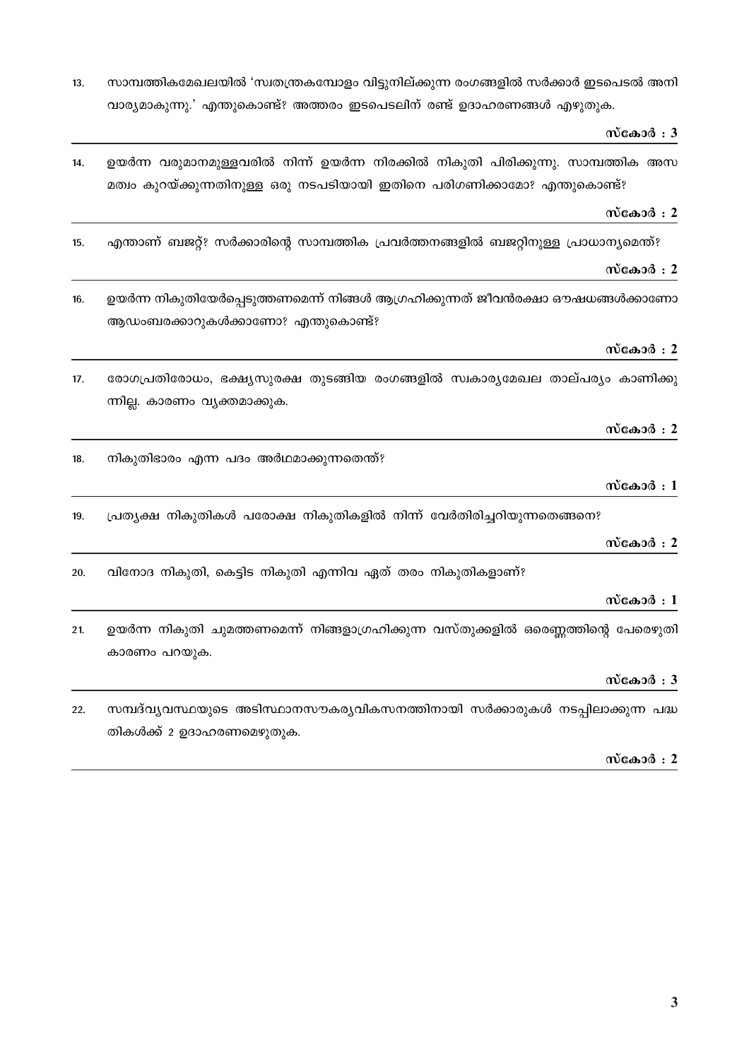13. സാമ്പത്തികമേഖലയിൽ 'സ്വതന്ത്രകമ്പോളം വിട്ടുനില്ക്കുന്ന രംഗങ്ങളിൽ സർക്കാർ ഇടപെടൽ അനിവാര്യമാകുന്നു.' എന്തുകൊണ്ട്? അത്തരം ഇടപെടലിന് രണ്ട് ഉദാഹരണങ്ങൾ എഴുതുക.

**സ്കോർ : 3**

---

14. ഉയർന്ന വരുമാനമുള്ളവരിൽ നിന്ന് ഉയർന്ന നിരക്കിൽ നികുതി പിരിക്കുന്നു. സാമ്പത്തിക അസമത്വം കുറയ്ക്കുന്നതിനുള്ള ഒരു നടപടിയായി ഇതിനെ പരിഗണിക്കാമോ? എന്തുകൊണ്ട്?

**സ്കോർ : 2**

---

15. എന്താണ് ബജറ്റ്? സർക്കാരിന്റെ സാമ്പത്തിക പ്രവർത്തനങ്ങളിൽ ബജറ്റിനുള്ള പ്രാധാന്യമെന്ത്?

**സ്കോർ : 2**

---

16. ഉയർന്ന നികുതിയേർപ്പെടുത്തണമെന്ന് നിങ്ങൾ ആഗ്രഹിക്കുന്നത് ജീവൻരക്ഷാ ഔഷധങ്ങൾക്കാണോ ആഡംബരക്കാറുകൾക്കാണോ? എന്തുകൊണ്ട്?

**സ്കോർ : 2**

---

17. രോഗപ്രതിരോധം, ഭക്ഷ്യസുരക്ഷ തുടങ്ങിയ രംഗങ്ങളിൽ സ്വകാര്യമേഖല താല്പര്യം കാണിക്കുന്നില്ല. കാരണം വ്യക്തമാക്കുക.

**സ്കോർ : 2**

---

18. നികുതിഭാരം എന്ന പദം അർഥമാക്കുന്നതെന്ത്?

**സ്കോർ : 1**

---

19. പ്രത്യക്ഷ നികുതികൾ പരോക്ഷ നികുതികളിൽ നിന്ന് വേർതിരിച്ചറിയുന്നതെങ്ങനെ?

**സ്കോർ : 2**

---

20. വിനോദ നികുതി, കെട്ടിട നികുതി എന്നിവ ഏത് തരം നികുതികളാണ്?

**സ്കോർ : 1**

---

21. ഉയർന്ന നികുതി ചുമത്തണമെന്ന് നിങ്ങളാഗ്രഹിക്കുന്ന വസ്തുക്കളിൽ ഒരെണ്ണത്തിന്റെ പേരെഴുതി കാരണം പറയുക.

**സ്കോർ : 3**

---

22. സമ്പദ്‌വ്യവസ്ഥയുടെ അടിസ്ഥാനസൗകര്യവികസനത്തിനായി സർക്കാരുകൾ നടപ്പിലാക്കുന്ന പദ്ധതികൾക്ക് 2 ഉദാഹരണമെഴുതുക.

**സ്കോർ : 2**